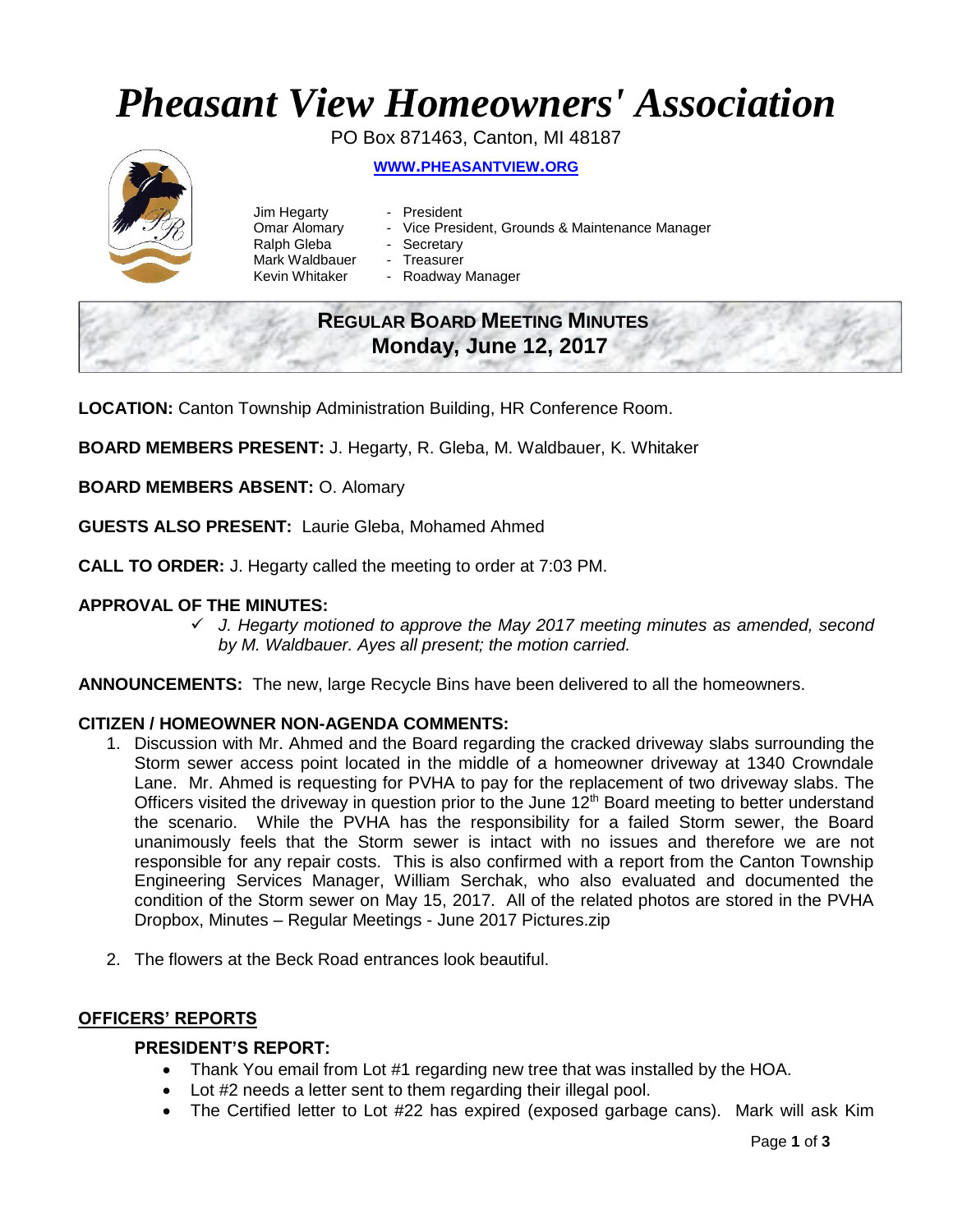# *Pheasant View Homeowners' Association*

PO Box 871463, Canton, MI 48187

**WWW.PHEASANTVIEW.ORG**

Jim Hegarty - President
Omar Alomary - Vice President, Grounds & Maintenance Manager
Ralph Gleba - Secretary
Mark Waldbauer - Treasurer
Kevin Whitaker - Roadway Manager

## REGULAR BOARD MEETING MINUTES
## Monday, June 12, 2017

**LOCATION:** Canton Township Administration Building, HR Conference Room.

**BOARD MEMBERS PRESENT:** J. Hegarty, R. Gleba, M. Waldbauer, K. Whitaker

**BOARD MEMBERS ABSENT:** O. Alomary

**GUESTS ALSO PRESENT:** Laurie Gleba, Mohamed Ahmed

**CALL TO ORDER:** J. Hegarty called the meeting to order at 7:03 PM.

**APPROVAL OF THE MINUTES:**

- ✓ *J. Hegarty motioned to approve the May 2017 meeting minutes as amended, second by M. Waldbauer. Ayes all present; the motion carried.*

**ANNOUNCEMENTS:** The new, large Recycle Bins have been delivered to all the homeowners.

**CITIZEN / HOMEOWNER NON-AGENDA COMMENTS:**

1. Discussion with Mr. Ahmed and the Board regarding the cracked driveway slabs surrounding the Storm sewer access point located in the middle of a homeowner driveway at 1340 Crowndale Lane. Mr. Ahmed is requesting for PVHA to pay for the replacement of two driveway slabs. The Officers visited the driveway in question prior to the June 12th Board meeting to better understand the scenario. While the PVHA has the responsibility for a failed Storm sewer, the Board unanimously feels that the Storm sewer is intact with no issues and therefore we are not responsible for any repair costs. This is also confirmed with a report from the Canton Township Engineering Services Manager, William Serchak, who also evaluated and documented the condition of the Storm sewer on May 15, 2017. All of the related photos are stored in the PVHA Dropbox, Minutes – Regular Meetings - June 2017 Pictures.zip

2. The flowers at the Beck Road entrances look beautiful.

## OFFICERS' REPORTS

### PRESIDENT'S REPORT:

- Thank You email from Lot #1 regarding new tree that was installed by the HOA.
- Lot #2 needs a letter sent to them regarding their illegal pool.
- The Certified letter to Lot #22 has expired (exposed garbage cans). Mark will ask Kim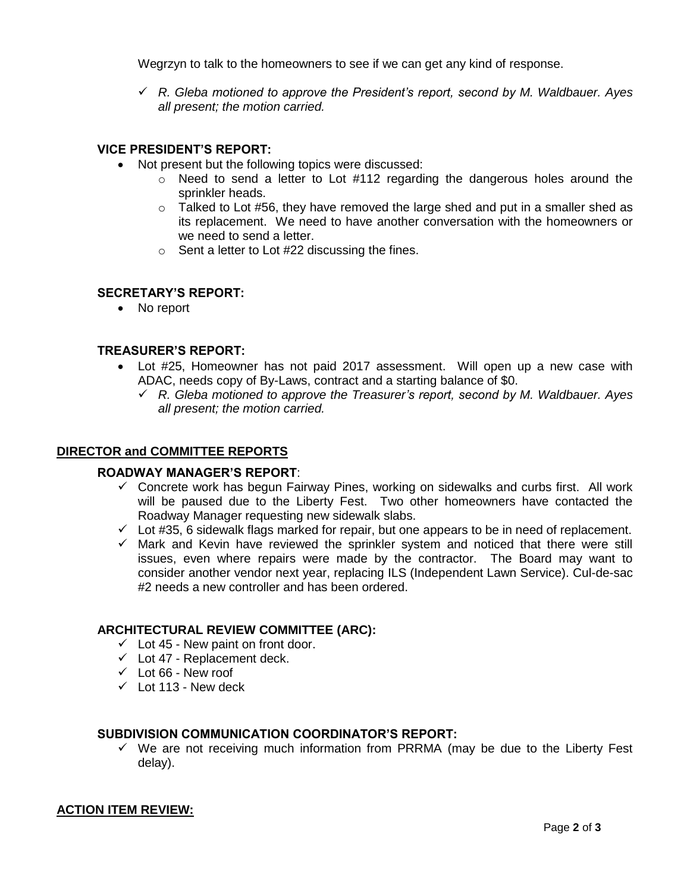Wegrzyn to talk to the homeowners to see if we can get any kind of response.

- ✓ *R. Gleba motioned to approve the President's report, second by M. Waldbauer. Ayes all present; the motion carried.*

### VICE PRESIDENT'S REPORT:

- Not present but the following topics were discussed:
  - Need to send a letter to Lot #112 regarding the dangerous holes around the sprinkler heads.
  - Talked to Lot #56, they have removed the large shed and put in a smaller shed as its replacement. We need to have another conversation with the homeowners or we need to send a letter.
  - Sent a letter to Lot #22 discussing the fines.

### SECRETARY'S REPORT:

- No report

### TREASURER'S REPORT:

- Lot #25, Homeowner has not paid 2017 assessment. Will open up a new case with ADAC, needs copy of By-Laws, contract and a starting balance of $0.
  - ✓ *R. Gleba motioned to approve the Treasurer's report, second by M. Waldbauer. Ayes all present; the motion carried.*

## DIRECTOR and COMMITTEE REPORTS

### ROADWAY MANAGER'S REPORT:

- ✓ Concrete work has begun Fairway Pines, working on sidewalks and curbs first. All work will be paused due to the Liberty Fest. Two other homeowners have contacted the Roadway Manager requesting new sidewalk slabs.
- ✓ Lot #35, 6 sidewalk flags marked for repair, but one appears to be in need of replacement.
- ✓ Mark and Kevin have reviewed the sprinkler system and noticed that there were still issues, even where repairs were made by the contractor. The Board may want to consider another vendor next year, replacing ILS (Independent Lawn Service). Cul-de-sac #2 needs a new controller and has been ordered.

### ARCHITECTURAL REVIEW COMMITTEE (ARC):

- ✓ Lot 45 - New paint on front door.
- ✓ Lot 47 - Replacement deck.
- ✓ Lot 66 - New roof
- ✓ Lot 113 - New deck

### SUBDIVISION COMMUNICATION COORDINATOR'S REPORT:

- ✓ We are not receiving much information from PRRMA (may be due to the Liberty Fest delay).

## ACTION ITEM REVIEW: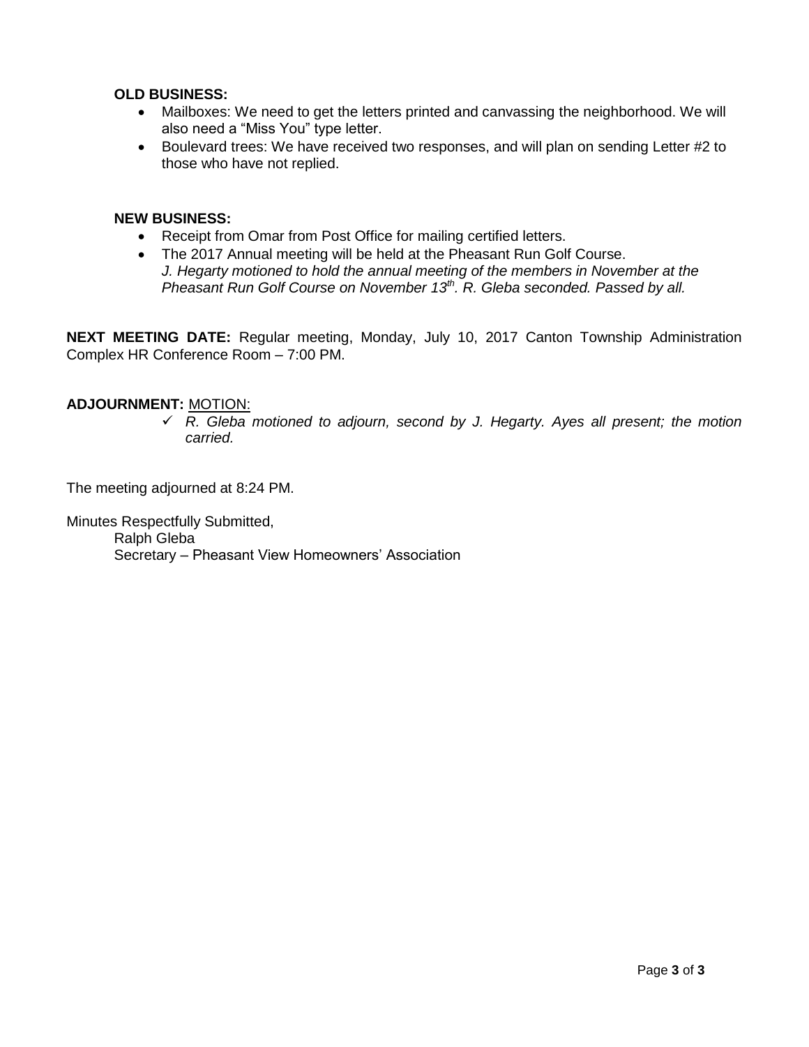**OLD BUSINESS:**

- Mailboxes: We need to get the letters printed and canvassing the neighborhood. We will also need a "Miss You" type letter.
- Boulevard trees: We have received two responses, and will plan on sending Letter #2 to those who have not replied.

**NEW BUSINESS:**

- Receipt from Omar from Post Office for mailing certified letters.
- The 2017 Annual meeting will be held at the Pheasant Run Golf Course.
  *J. Hegarty motioned to hold the annual meeting of the members in November at the Pheasant Run Golf Course on November 13th. R. Gleba seconded. Passed by all.*

**NEXT MEETING DATE:** Regular meeting, Monday, July 10, 2017 Canton Township Administration Complex HR Conference Room – 7:00 PM.

**ADJOURNMENT:** MOTION:

- ✓ *R. Gleba motioned to adjourn, second by J. Hegarty. Ayes all present; the motion carried.*

The meeting adjourned at 8:24 PM.

Minutes Respectfully Submitted,
Ralph Gleba
Secretary – Pheasant View Homeowners' Association